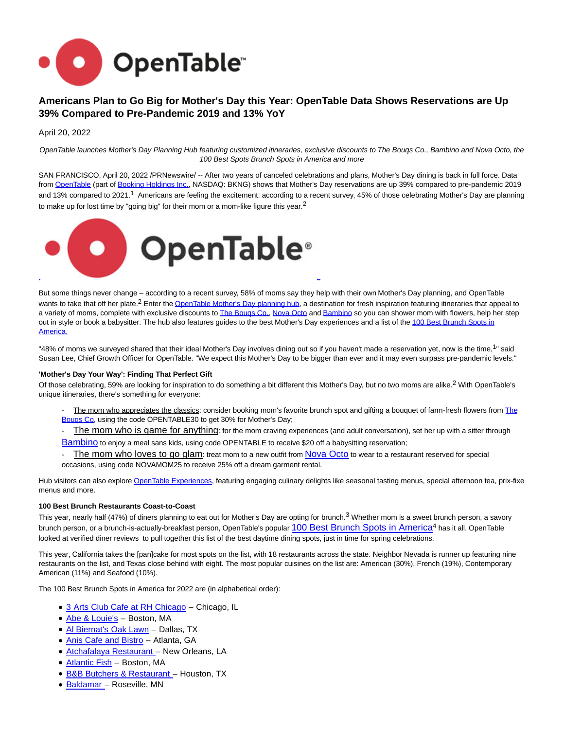# Americans Plan to Go Big for Mother's Day this Year: OpenTable Data Shows Reservations are Up 39% Compared to Pre-Pandemic 2019 and 13% YoY

April 20, 2022

*OpenTable launches Mother's Day Planning Hub featuring customized itineraries, exclusive discounts to The Bouqs Co., Bambino and Nova Octo, the 100 Best Spots Brunch Spots in America and more*

SAN FRANCISCO, April 20, 2022 /PRNewswire/ -- After two years of canceled celebrations and plans, Mother's Day dining is back in full force. Data from OpenTable (part of Booking Holdings Inc., NASDAQ: BKNG) shows that Mother's Day reservations are up 39% compared to pre-pandemic 2019 and 13% compared to 2021.[1] Americans are feeling the excitement: according to a recent survey, 45% of those celebrating Mother's Day are planning to make up for lost time by "going big" for their mom or a mom-like figure this year.[2]

But some things never change – according to a recent survey, 58% of moms say they help with their own Mother's Day planning, and OpenTable wants to take that off her plate.[2] Enter the OpenTable Mother's Day planning hub, a destination for fresh inspiration featuring itineraries that appeal to a variety of moms, complete with exclusive discounts to The Bouqs Co., Nova Octo and Bambino so you can shower mom with flowers, help her step out in style or book a babysitter. The hub also features guides to the best Mother's Day experiences and a list of the 100 Best Brunch Spots in America.

"48% of moms we surveyed shared that their ideal Mother's Day involves dining out so if you haven't made a reservation yet, now is the time,[1]" said Susan Lee, Chief Growth Officer for OpenTable. "We expect this Mother's Day to be bigger than ever and it may even surpass pre-pandemic levels."

**'Mother's Day Your Way': Finding That Perfect Gift**

Of those celebrating, 59% are looking for inspiration to do something a bit different this Mother's Day, but no two moms are alike.[2] With OpenTable's unique itineraries, there's something for everyone:

- The mom who appreciates the classics: consider booking mom's favorite brunch spot and gifting a bouquet of farm-fresh flowers from The Bouqs Co, using the code OPENTABLE30 to get 30% for Mother's Day;
- The mom who is game for anything: for the mom craving experiences (and adult conversation), set her up with a sitter through Bambino to enjoy a meal sans kids, using code OPENTABLE to receive $20 off a babysitting reservation;
- The mom who loves to go glam: treat mom to a new outfit from Nova Octo to wear to a restaurant reserved for special occasions, using code NOVAMOM25 to receive 25% off a dream garment rental.

Hub visitors can also explore OpenTable Experiences, featuring engaging culinary delights like seasonal tasting menus, special afternoon tea, prix-fixe menus and more.

**100 Best Brunch Restaurants Coast-to-Coast**

This year, nearly half (47%) of diners planning to eat out for Mother's Day are opting for brunch.[3] Whether mom is a sweet brunch person, a savory brunch person, or a brunch-is-actually-breakfast person, OpenTable's popular 100 Best Brunch Spots in America[4] has it all. OpenTable looked at verified diner reviews to pull together this list of the best daytime dining spots, just in time for spring celebrations.

This year, California takes the [pan]cake for most spots on the list, with 18 restaurants across the state. Neighbor Nevada is runner up featuring nine restaurants on the list, and Texas close behind with eight. The most popular cuisines on the list are: American (30%), French (19%), Contemporary American (11%) and Seafood (10%).

The 100 Best Brunch Spots in America for 2022 are (in alphabetical order):

- 3 Arts Club Cafe at RH Chicago – Chicago, IL
- Abe & Louie's – Boston, MA
- Al Biernat's Oak Lawn – Dallas, TX
- Anis Cafe and Bistro – Atlanta, GA
- Atchafalaya Restaurant – New Orleans, LA
- Atlantic Fish – Boston, MA
- B&B Butchers & Restaurant – Houston, TX
- Baldamar – Roseville, MN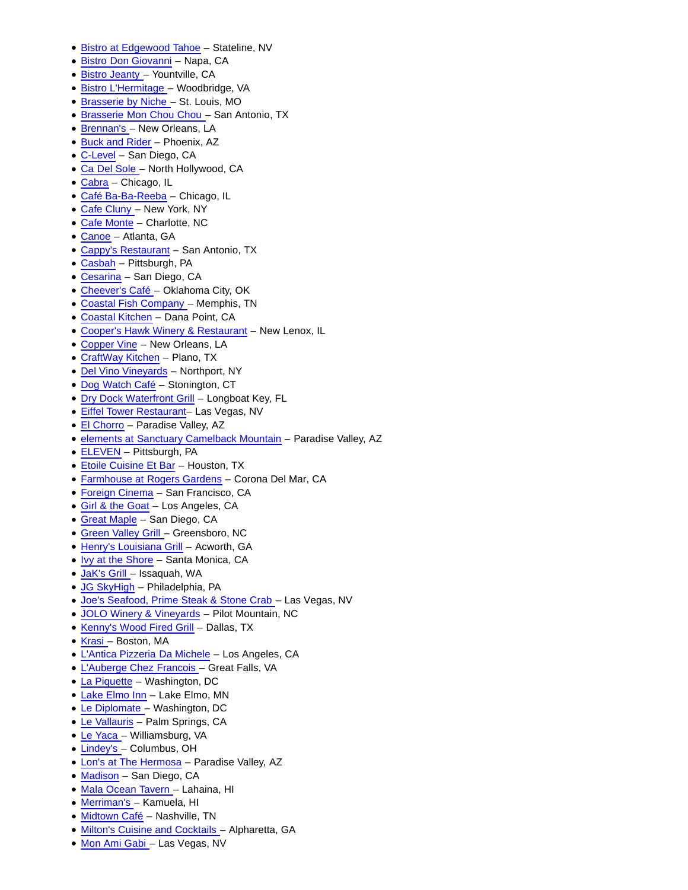- Bistro at Edgewood Tahoe – Stateline, NV
- Bistro Don Giovanni – Napa, CA
- Bistro Jeanty – Yountville, CA
- Bistro L'Hermitage – Woodbridge, VA
- Brasserie by Niche – St. Louis, MO
- Brasserie Mon Chou Chou – San Antonio, TX
- Brennan's – New Orleans, LA
- Buck and Rider – Phoenix, AZ
- C-Level – San Diego, CA
- Ca Del Sole – North Hollywood, CA
- Cabra – Chicago, IL
- Café Ba-Ba-Reeba – Chicago, IL
- Cafe Cluny – New York, NY
- Cafe Monte – Charlotte, NC
- Canoe – Atlanta, GA
- Cappy's Restaurant – San Antonio, TX
- Casbah – Pittsburgh, PA
- Cesarina – San Diego, CA
- Cheever's Café – Oklahoma City, OK
- Coastal Fish Company – Memphis, TN
- Coastal Kitchen – Dana Point, CA
- Cooper's Hawk Winery & Restaurant – New Lenox, IL
- Copper Vine – New Orleans, LA
- CraftWay Kitchen – Plano, TX
- Del Vino Vineyards – Northport, NY
- Dog Watch Café – Stonington, CT
- Dry Dock Waterfront Grill – Longboat Key, FL
- Eiffel Tower Restaurant– Las Vegas, NV
- El Chorro – Paradise Valley, AZ
- elements at Sanctuary Camelback Mountain – Paradise Valley, AZ
- ELEVEN – Pittsburgh, PA
- Etoile Cuisine Et Bar – Houston, TX
- Farmhouse at Rogers Gardens – Corona Del Mar, CA
- Foreign Cinema – San Francisco, CA
- Girl & the Goat – Los Angeles, CA
- Great Maple – San Diego, CA
- Green Valley Grill – Greensboro, NC
- Henry's Louisiana Grill – Acworth, GA
- Ivy at the Shore – Santa Monica, CA
- JaK's Grill – Issaquah, WA
- JG SkyHigh – Philadelphia, PA
- Joe's Seafood, Prime Steak & Stone Crab – Las Vegas, NV
- JOLO Winery & Vineyards – Pilot Mountain, NC
- Kenny's Wood Fired Grill – Dallas, TX
- Krasi – Boston, MA
- L'Antica Pizzeria Da Michele – Los Angeles, CA
- L'Auberge Chez Francois – Great Falls, VA
- La Piquette – Washington, DC
- Lake Elmo Inn – Lake Elmo, MN
- Le Diplomate – Washington, DC
- Le Vallauris – Palm Springs, CA
- Le Yaca – Williamsburg, VA
- Lindey's – Columbus, OH
- Lon's at The Hermosa – Paradise Valley, AZ
- Madison – San Diego, CA
- Mala Ocean Tavern – Lahaina, HI
- Merriman's – Kamuela, HI
- Midtown Café – Nashville, TN
- Milton's Cuisine and Cocktails – Alpharetta, GA
- Mon Ami Gabi – Las Vegas, NV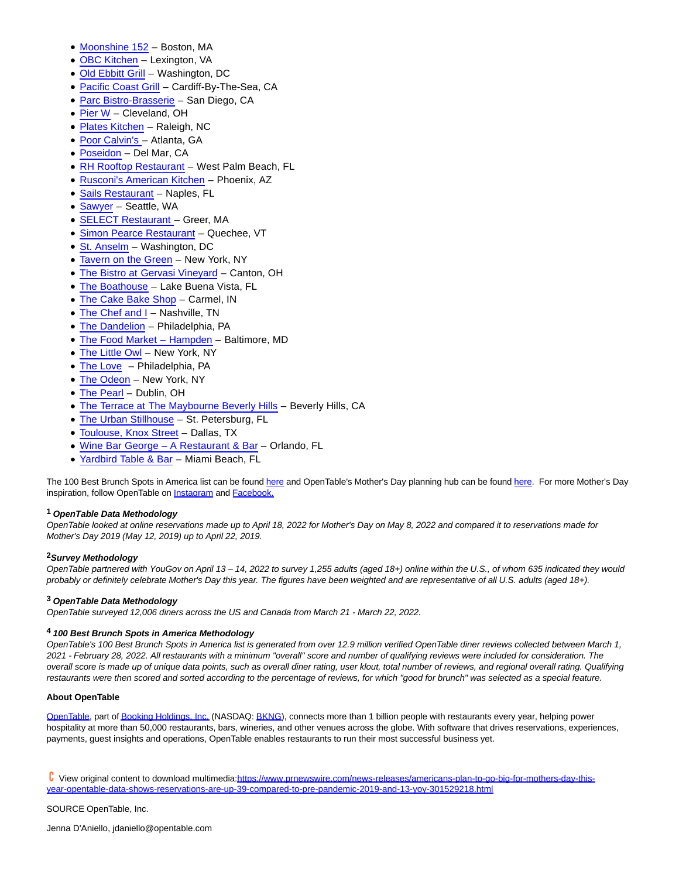- Moonshine 152 – Boston, MA
- OBC Kitchen – Lexington, VA
- Old Ebbitt Grill – Washington, DC
- Pacific Coast Grill – Cardiff-By-The-Sea, CA
- Parc Bistro-Brasserie – San Diego, CA
- Pier W – Cleveland, OH
- Plates Kitchen – Raleigh, NC
- Poor Calvin's – Atlanta, GA
- Poseidon – Del Mar, CA
- RH Rooftop Restaurant – West Palm Beach, FL
- Rusconi's American Kitchen – Phoenix, AZ
- Sails Restaurant – Naples, FL
- Sawyer – Seattle, WA
- SELECT Restaurant – Greer, MA
- Simon Pearce Restaurant – Quechee, VT
- St. Anselm – Washington, DC
- Tavern on the Green – New York, NY
- The Bistro at Gervasi Vineyard – Canton, OH
- The Boathouse – Lake Buena Vista, FL
- The Cake Bake Shop – Carmel, IN
- The Chef and I – Nashville, TN
- The Dandelion – Philadelphia, PA
- The Food Market – Hampden – Baltimore, MD
- The Little Owl – New York, NY
- The Love – Philadelphia, PA
- The Odeon – New York, NY
- The Pearl – Dublin, OH
- The Terrace at The Maybourne Beverly Hills – Beverly Hills, CA
- The Urban Stillhouse – St. Petersburg, FL
- Toulouse, Knox Street – Dallas, TX
- Wine Bar George – A Restaurant & Bar – Orlando, FL
- Yardbird Table & Bar – Miami Beach, FL

The 100 Best Brunch Spots in America list can be found here and OpenTable's Mother's Day planning hub can be found here. For more Mother's Day inspiration, follow OpenTable on Instagram and Facebook.

[1] ***OpenTable Data Methodology***
*OpenTable looked at online reservations made up to April 18, 2022 for Mother's Day on May 8, 2022 and compared it to reservations made for Mother's Day 2019 (May 12, 2019) up to April 22, 2019.*

[2] ***Survey Methodology***
*OpenTable partnered with YouGov on April 13 – 14, 2022 to survey 1,255 adults (aged 18+) online within the U.S., of whom 635 indicated they would probably or definitely celebrate Mother's Day this year. The figures have been weighted and are representative of all U.S. adults (aged 18+).*

[3] ***OpenTable Data Methodology***
*OpenTable surveyed 12,006 diners across the US and Canada from March 21 - March 22, 2022.*

[4] ***100 Best Brunch Spots in America Methodology***
*OpenTable's 100 Best Brunch Spots in America list is generated from over 12.9 million verified OpenTable diner reviews collected between March 1, 2021 - February 28, 2022. All restaurants with a minimum "overall" score and number of qualifying reviews were included for consideration. The overall score is made up of unique data points, such as overall diner rating, user klout, total number of reviews, and regional overall rating. Qualifying restaurants were then scored and sorted according to the percentage of reviews, for which "good for brunch" was selected as a special feature.*

**About OpenTable**

OpenTable, part of Booking Holdings, Inc. (NASDAQ: BKNG), connects more than 1 billion people with restaurants every year, helping power hospitality at more than 50,000 restaurants, bars, wineries, and other venues across the globe. With software that drives reservations, experiences, payments, guest insights and operations, OpenTable enables restaurants to run their most successful business yet.

View original content to download multimedia:https://www.prnewswire.com/news-releases/americans-plan-to-go-big-for-mothers-day-this-year-opentable-data-shows-reservations-are-up-39-compared-to-pre-pandemic-2019-and-13-yoy-301529218.html

SOURCE OpenTable, Inc.

Jenna D'Aniello, jdaniello@opentable.com